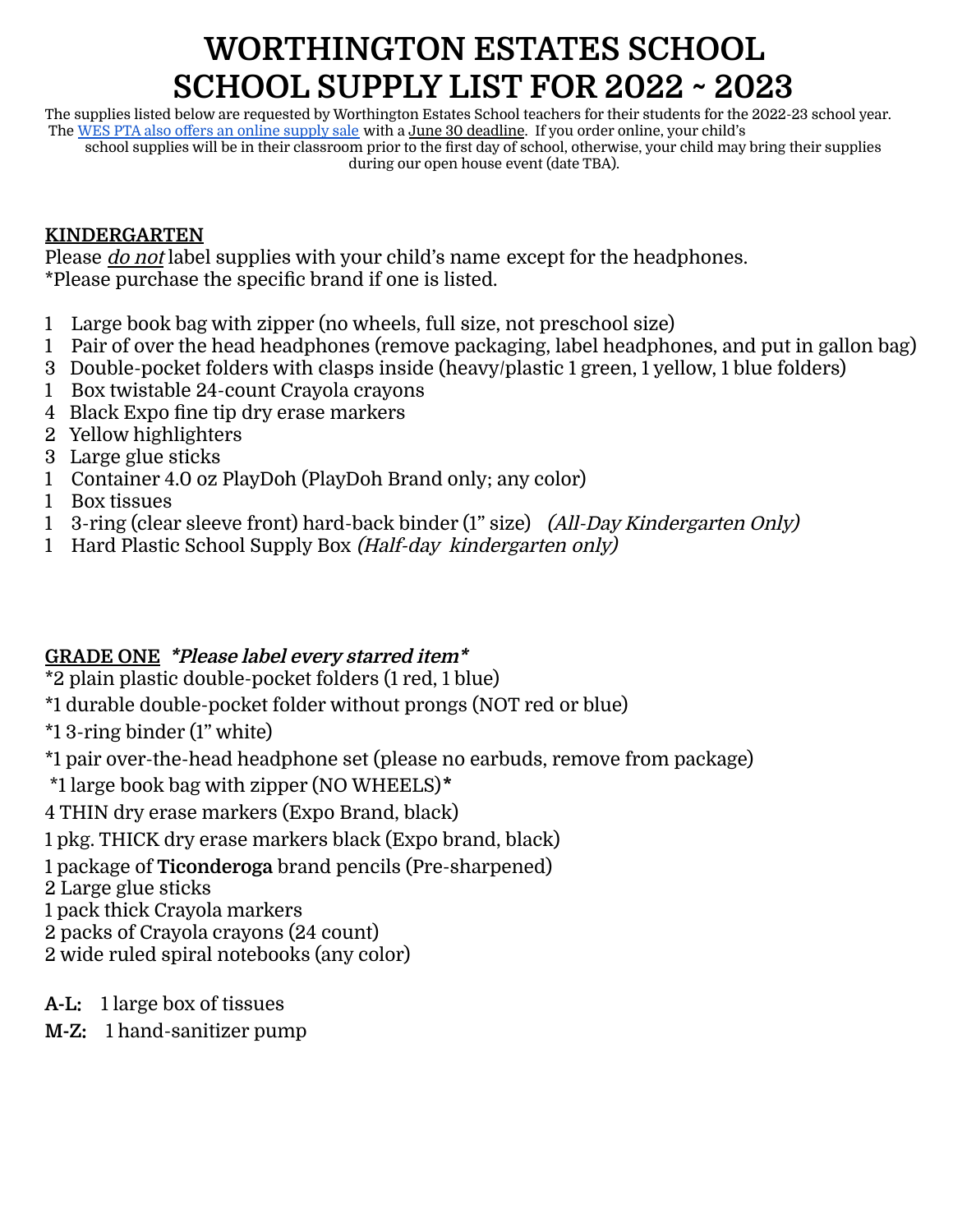# WORTHINGTON ESTATES SCHOOL
# SCHOOL SUPPLY LIST FOR 2022 ~ 2023

The supplies listed below are requested by Worthington Estates School teachers for their students for the 2022-23 school year. The WES PTA also offers an online supply sale with a June 30 deadline. If you order online, your child's school supplies will be in their classroom prior to the first day of school, otherwise, your child may bring their supplies during our open house event (date TBA).

## KINDERGARTEN

Please *do not* label supplies with your child's name except for the headphones.
*Please purchase the specific brand if one is listed.

1 Large book bag with zipper (no wheels, full size, not preschool size)
1 Pair of over the head headphones (remove packaging, label headphones, and put in gallon bag)
3 Double-pocket folders with clasps inside (heavy/plastic 1 green, 1 yellow, 1 blue folders)
1 Box twistable 24-count Crayola crayons
4 Black Expo fine tip dry erase markers
2 Yellow highlighters
3 Large glue sticks
1 Container 4.0 oz PlayDoh (PlayDoh Brand only; any color)
1 Box tissues
1 3-ring (clear sleeve front) hard-back binder (1" size) *(All-Day Kindergarten Only)*
1 Hard Plastic School Supply Box *(Half-day kindergarten only)*

## GRADE ONE ***Please label every starred item***

*2 plain plastic double-pocket folders (1 red, 1 blue)
*1 durable double-pocket folder without prongs (NOT red or blue)
*1 3-ring binder (1" white)
*1 pair over-the-head headphone set (please no earbuds, remove from package)
*1 large book bag with zipper (NO WHEELS)**\***
4 THIN dry erase markers (Expo Brand, black)
1 pkg. THICK dry erase markers black (Expo brand, black)
1 package of **Ticonderoga** brand pencils (Pre-sharpened)
2 Large glue sticks
1 pack thick Crayola markers
2 packs of Crayola crayons (24 count)
2 wide ruled spiral notebooks (any color)

**A-L:** 1 large box of tissues
**M-Z:** 1 hand-sanitizer pump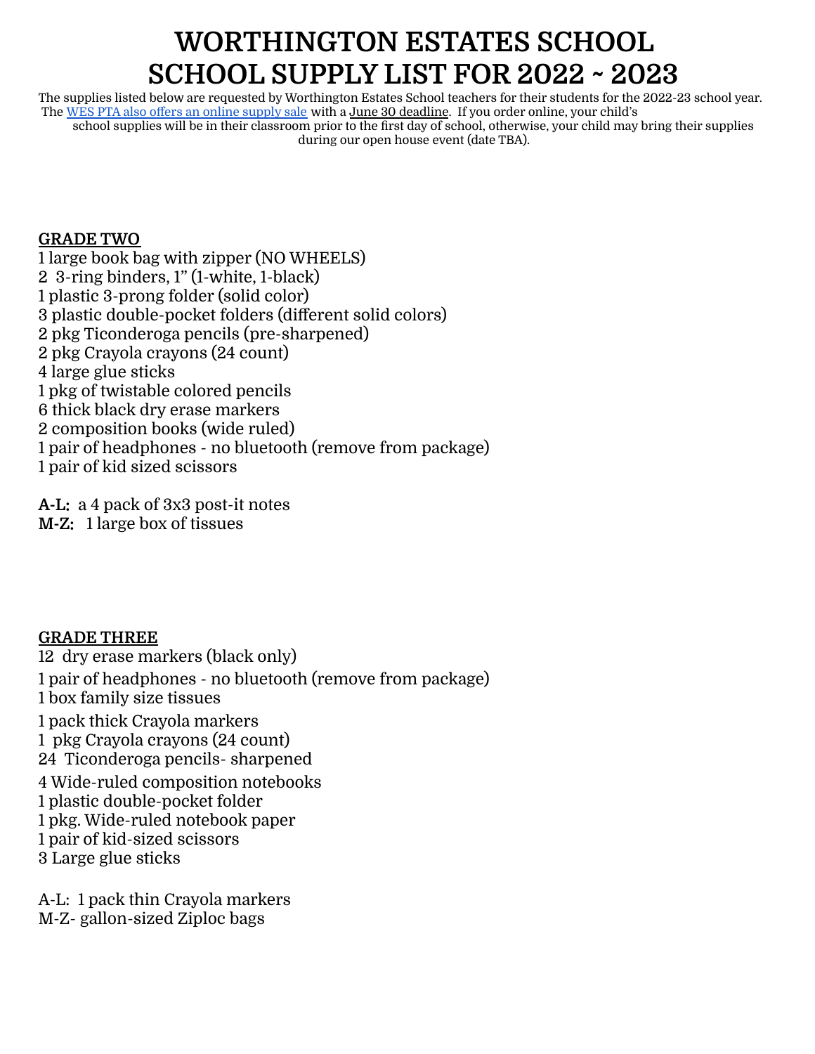# WORTHINGTON ESTATES SCHOOL
# SCHOOL SUPPLY LIST FOR 2022 ~ 2023

The supplies listed below are requested by Worthington Estates School teachers for their students for the 2022-23 school year. The WES PTA also offers an online supply sale with a June 30 deadline. If you order online, your child's school supplies will be in their classroom prior to the first day of school, otherwise, your child may bring their supplies during our open house event (date TBA).

## GRADE TWO

1 large book bag with zipper (NO WHEELS)
2 3-ring binders, 1" (1-white, 1-black)
1 plastic 3-prong folder (solid color)
3 plastic double-pocket folders (different solid colors)
2 pkg Ticonderoga pencils (pre-sharpened)
2 pkg Crayola crayons (24 count)
4 large glue sticks
1 pkg of twistable colored pencils
6 thick black dry erase markers
2 composition books (wide ruled)
1 pair of headphones - no bluetooth (remove from package)
1 pair of kid sized scissors

**A-L:** a 4 pack of 3x3 post-it notes
**M-Z:** 1 large box of tissues

## GRADE THREE

12 dry erase markers (black only)
1 pair of headphones - no bluetooth (remove from package)
1 box family size tissues
1 pack thick Crayola markers
1 pkg Crayola crayons (24 count)
24 Ticonderoga pencils- sharpened
4 Wide-ruled composition notebooks
1 plastic double-pocket folder
1 pkg. Wide-ruled notebook paper
1 pair of kid-sized scissors
3 Large glue sticks

A-L: 1 pack thin Crayola markers
M-Z- gallon-sized Ziploc bags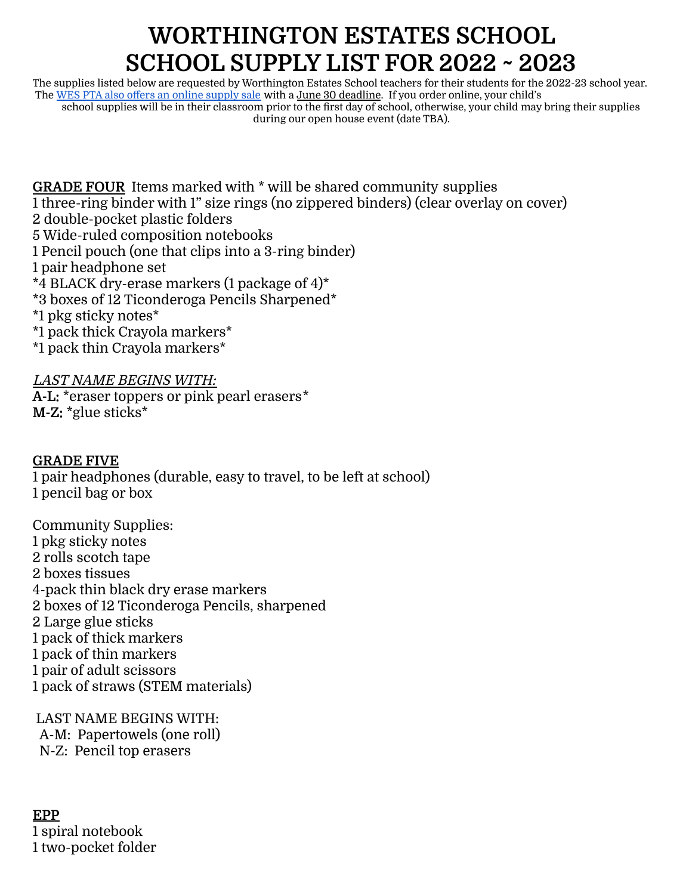# WORTHINGTON ESTATES SCHOOL
# SCHOOL SUPPLY LIST FOR 2022 ~ 2023

The supplies listed below are requested by Worthington Estates School teachers for their students for the 2022-23 school year. The WES PTA also offers an online supply sale with a June 30 deadline. If you order online, your child's school supplies will be in their classroom prior to the first day of school, otherwise, your child may bring their supplies during our open house event (date TBA).

**GRADE FOUR** Items marked with * will be shared community supplies

1 three-ring binder with 1" size rings (no zippered binders) (clear overlay on cover)
2 double-pocket plastic folders
5 Wide-ruled composition notebooks
1 Pencil pouch (one that clips into a 3-ring binder)
1 pair headphone set
*4 BLACK dry-erase markers (1 package of 4)*
*3 boxes of 12 Ticonderoga Pencils Sharpened*
*1 pkg sticky notes*
*1 pack thick Crayola markers*
*1 pack thin Crayola markers*

*LAST NAME BEGINS WITH:*
**A-L:** *eraser toppers or pink pearl erasers*
**M-Z:** *glue sticks*

**GRADE FIVE**

1 pair headphones (durable, easy to travel, to be left at school)
1 pencil bag or box

Community Supplies:
1 pkg sticky notes
2 rolls scotch tape
2 boxes tissues
4-pack thin black dry erase markers
2 boxes of 12 Ticonderoga Pencils, sharpened
2 Large glue sticks
1 pack of thick markers
1 pack of thin markers
1 pair of adult scissors
1 pack of straws (STEM materials)

LAST NAME BEGINS WITH:
A-M: Papertowels (one roll)
N-Z: Pencil top erasers

**EPP**

1 spiral notebook
1 two-pocket folder